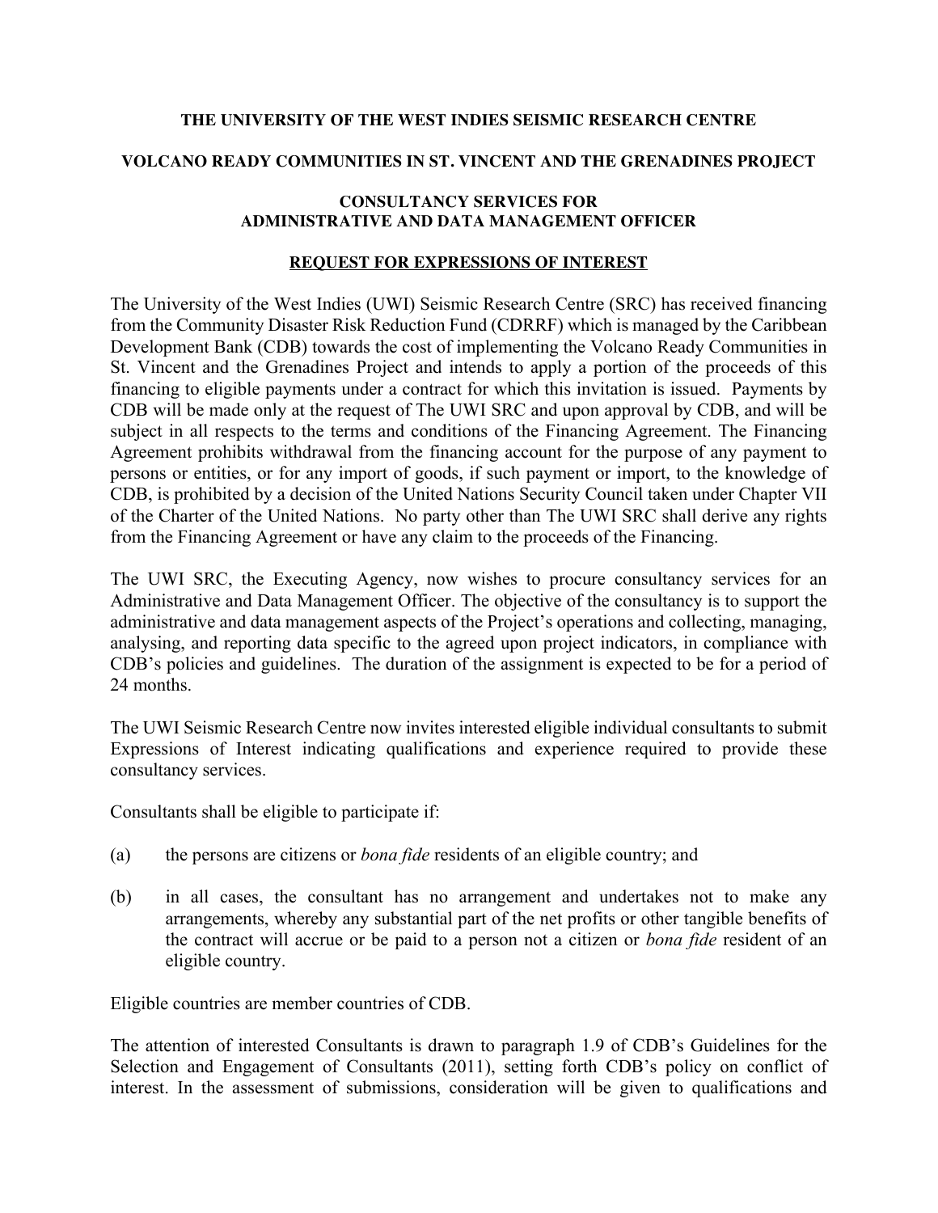**THE UNIVERSITY OF THE WEST INDIES SEISMIC RESEARCH CENTRE**

**VOLCANO READY COMMUNITIES IN ST. VINCENT AND THE GRENADINES PROJECT**

**CONSULTANCY SERVICES FOR ADMINISTRATIVE AND DATA MANAGEMENT OFFICER**

**REQUEST FOR EXPRESSIONS OF INTEREST**

The University of the West Indies (UWI) Seismic Research Centre (SRC) has received financing from the Community Disaster Risk Reduction Fund (CDRRF) which is managed by the Caribbean Development Bank (CDB) towards the cost of implementing the Volcano Ready Communities in St. Vincent and the Grenadines Project and intends to apply a portion of the proceeds of this financing to eligible payments under a contract for which this invitation is issued. Payments by CDB will be made only at the request of The UWI SRC and upon approval by CDB, and will be subject in all respects to the terms and conditions of the Financing Agreement. The Financing Agreement prohibits withdrawal from the financing account for the purpose of any payment to persons or entities, or for any import of goods, if such payment or import, to the knowledge of CDB, is prohibited by a decision of the United Nations Security Council taken under Chapter VII of the Charter of the United Nations. No party other than The UWI SRC shall derive any rights from the Financing Agreement or have any claim to the proceeds of the Financing.

The UWI SRC, the Executing Agency, now wishes to procure consultancy services for an Administrative and Data Management Officer. The objective of the consultancy is to support the administrative and data management aspects of the Project's operations and collecting, managing, analysing, and reporting data specific to the agreed upon project indicators, in compliance with CDB's policies and guidelines. The duration of the assignment is expected to be for a period of 24 months.

The UWI Seismic Research Centre now invites interested eligible individual consultants to submit Expressions of Interest indicating qualifications and experience required to provide these consultancy services.

Consultants shall be eligible to participate if:

(a) the persons are citizens or *bona fide* residents of an eligible country; and

(b) in all cases, the consultant has no arrangement and undertakes not to make any arrangements, whereby any substantial part of the net profits or other tangible benefits of the contract will accrue or be paid to a person not a citizen or *bona fide* resident of an eligible country.

Eligible countries are member countries of CDB.

The attention of interested Consultants is drawn to paragraph 1.9 of CDB's Guidelines for the Selection and Engagement of Consultants (2011), setting forth CDB's policy on conflict of interest. In the assessment of submissions, consideration will be given to qualifications and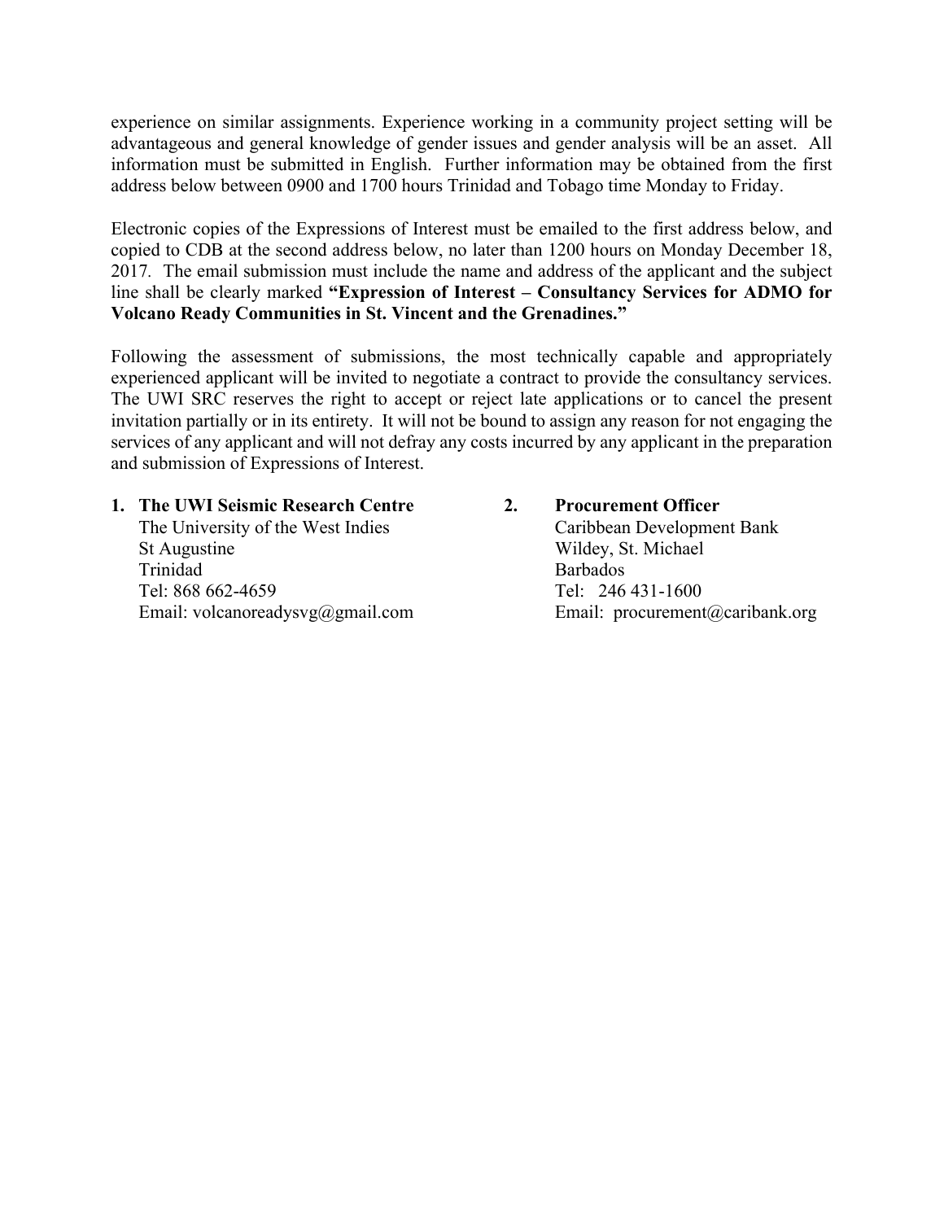experience on similar assignments. Experience working in a community project setting will be advantageous and general knowledge of gender issues and gender analysis will be an asset. All information must be submitted in English. Further information may be obtained from the first address below between 0900 and 1700 hours Trinidad and Tobago time Monday to Friday.

Electronic copies of the Expressions of Interest must be emailed to the first address below, and copied to CDB at the second address below, no later than 1200 hours on Monday December 18, 2017. The email submission must include the name and address of the applicant and the subject line shall be clearly marked **"Expression of Interest – Consultancy Services for ADMO for Volcano Ready Communities in St. Vincent and the Grenadines."**

Following the assessment of submissions, the most technically capable and appropriately experienced applicant will be invited to negotiate a contract to provide the consultancy services. The UWI SRC reserves the right to accept or reject late applications or to cancel the present invitation partially or in its entirety. It will not be bound to assign any reason for not engaging the services of any applicant and will not defray any costs incurred by any applicant in the preparation and submission of Expressions of Interest.

1. **The UWI Seismic Research Centre**
   The University of the West Indies
   St Augustine
   Trinidad
   Tel: 868 662-4659
   Email: volcanoreadysvg@gmail.com

2. **Procurement Officer**
   Caribbean Development Bank
   Wildey, St. Michael
   Barbados
   Tel: 246 431-1600
   Email: procurement@caribank.org